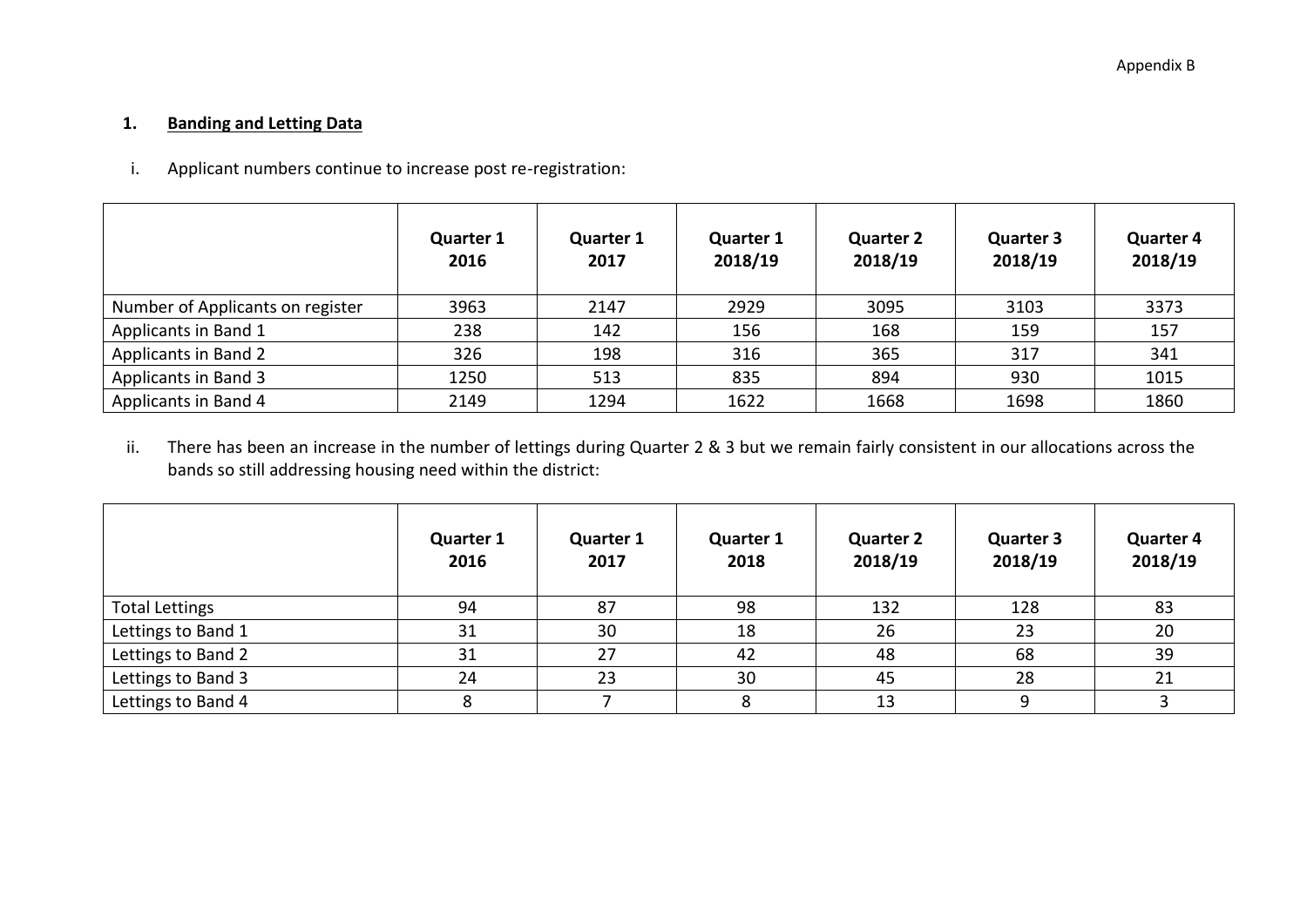Appendix B

## 1. Banding and Letting Data

i. Applicant numbers continue to increase post re-registration:

| | Quarter 1 2016 | Quarter 1 2017 | Quarter 1 2018/19 | Quarter 2 2018/19 | Quarter 3 2018/19 | Quarter 4 2018/19 |
|---|---|---|---|---|---|---|
| Number of Applicants on register | 3963 | 2147 | 2929 | 3095 | 3103 | 3373 |
| Applicants in Band 1 | 238 | 142 | 156 | 168 | 159 | 157 |
| Applicants in Band 2 | 326 | 198 | 316 | 365 | 317 | 341 |
| Applicants in Band 3 | 1250 | 513 | 835 | 894 | 930 | 1015 |
| Applicants in Band 4 | 2149 | 1294 | 1622 | 1668 | 1698 | 1860 |

ii. There has been an increase in the number of lettings during Quarter 2 & 3 but we remain fairly consistent in our allocations across the bands so still addressing housing need within the district:

| | Quarter 1 2016 | Quarter 1 2017 | Quarter 1 2018 | Quarter 2 2018/19 | Quarter 3 2018/19 | Quarter 4 2018/19 |
|---|---|---|---|---|---|---|
| Total Lettings | 94 | 87 | 98 | 132 | 128 | 83 |
| Lettings to Band 1 | 31 | 30 | 18 | 26 | 23 | 20 |
| Lettings to Band 2 | 31 | 27 | 42 | 48 | 68 | 39 |
| Lettings to Band 3 | 24 | 23 | 30 | 45 | 28 | 21 |
| Lettings to Band 4 | 8 | 7 | 8 | 13 | 9 | 3 |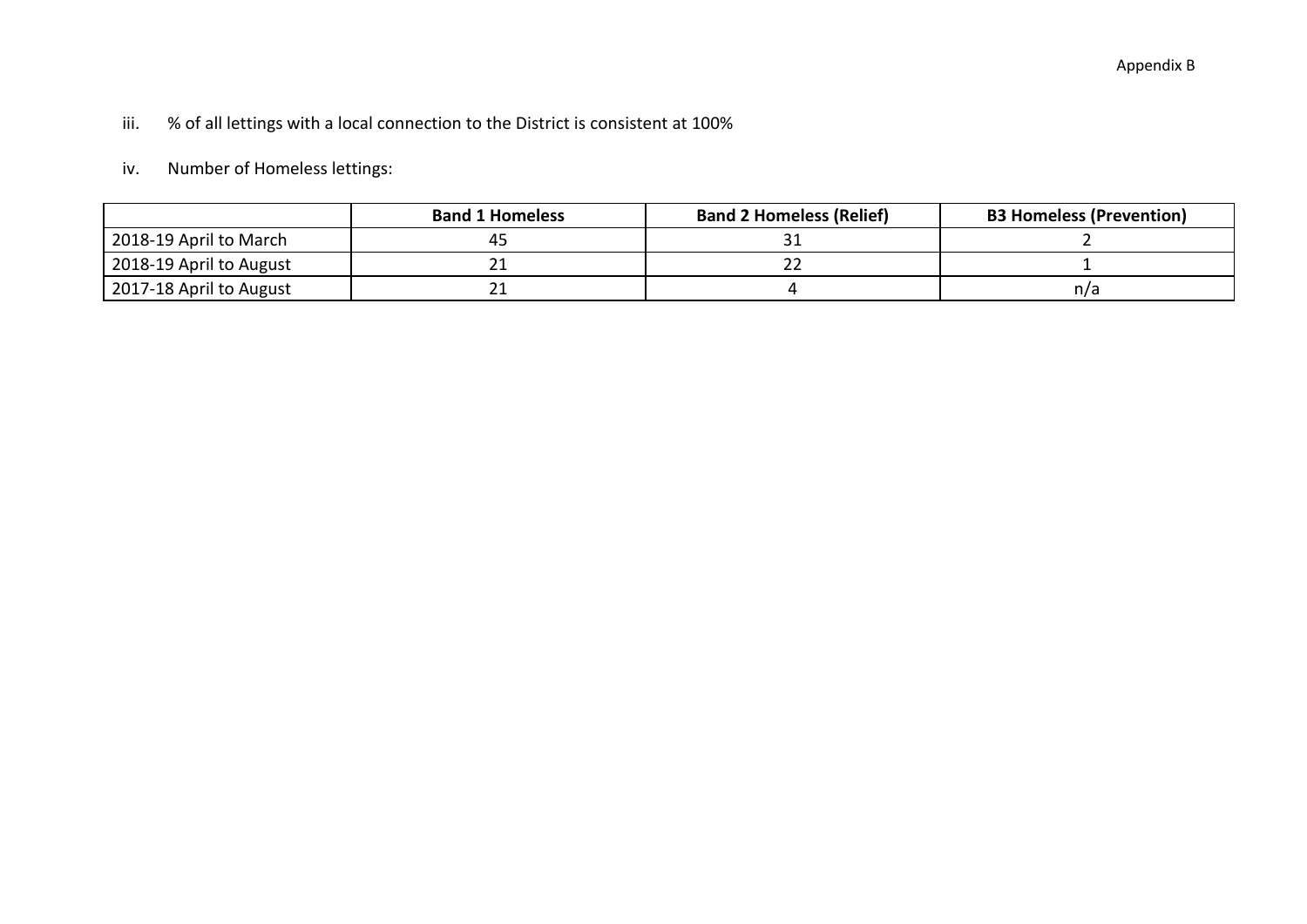iii. % of all lettings with a local connection to the District is consistent at 100%

iv. Number of Homeless lettings:

| | Band 1 Homeless | Band 2 Homeless (Relief) | B3 Homeless (Prevention) |
|---|---|---|---|
| 2018-19 April to March | 45 | 31 | 2 |
| 2018-19 April to August | 21 | 22 | 1 |
| 2017-18 April to August | 21 | 4 | n/a |